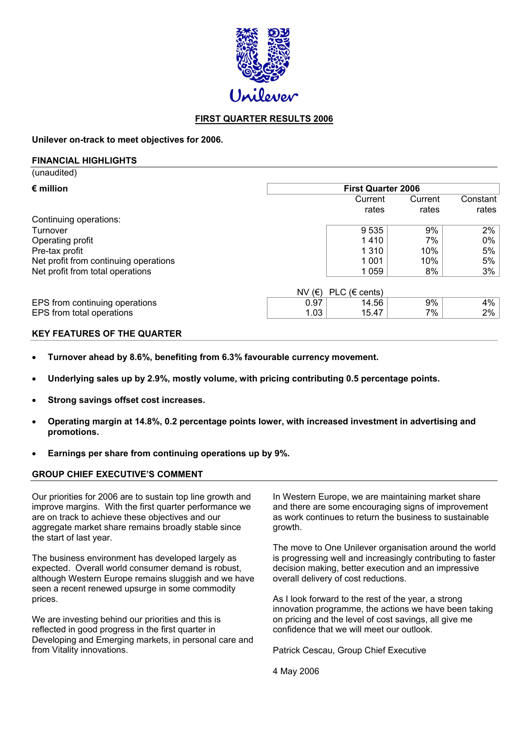Unilever

# FIRST QUARTER RESULTS 2006

**Unilever on-track to meet objectives for 2006.**

## FINANCIAL HIGHLIGHTS

(unaudited)

| € million | | First Quarter 2006 | | |
|---|---|---|---|---|
| | | Current rates | Current rates | Constant rates |
| Continuing operations: | | | | |
| Turnover | | 9 535 | 9% | 2% |
| Operating profit | | 1 410 | 7% | 0% |
| Pre-tax profit | | 1 310 | 10% | 5% |
| Net profit from continuing operations | | 1 001 | 10% | 5% |
| Net profit from total operations | | 1 059 | 8% | 3% |
| | NV (€) | PLC (€ cents) | | |
| EPS from continuing operations | 0.97 | 14.56 | 9% | 4% |
| EPS from total operations | 1.03 | 15.47 | 7% | 2% |

## KEY FEATURES OF THE QUARTER

- **Turnover ahead by 8.6%, benefiting from 6.3% favourable currency movement.**
- **Underlying sales up by 2.9%, mostly volume, with pricing contributing 0.5 percentage points.**
- **Strong savings offset cost increases.**
- **Operating margin at 14.8%, 0.2 percentage points lower, with increased investment in advertising and promotions.**
- **Earnings per share from continuing operations up by 9%.**

## GROUP CHIEF EXECUTIVE'S COMMENT

Our priorities for 2006 are to sustain top line growth and improve margins. With the first quarter performance we are on track to achieve these objectives and our aggregate market share remains broadly stable since the start of last year.

The business environment has developed largely as expected. Overall world consumer demand is robust, although Western Europe remains sluggish and we have seen a recent renewed upsurge in some commodity prices.

We are investing behind our priorities and this is reflected in good progress in the first quarter in Developing and Emerging markets, in personal care and from Vitality innovations.

In Western Europe, we are maintaining market share and there are some encouraging signs of improvement as work continues to return the business to sustainable growth.

The move to One Unilever organisation around the world is progressing well and increasingly contributing to faster decision making, better execution and an impressive overall delivery of cost reductions.

As I look forward to the rest of the year, a strong innovation programme, the actions we have been taking on pricing and the level of cost savings, all give me confidence that we will meet our outlook.

Patrick Cescau, Group Chief Executive

4 May 2006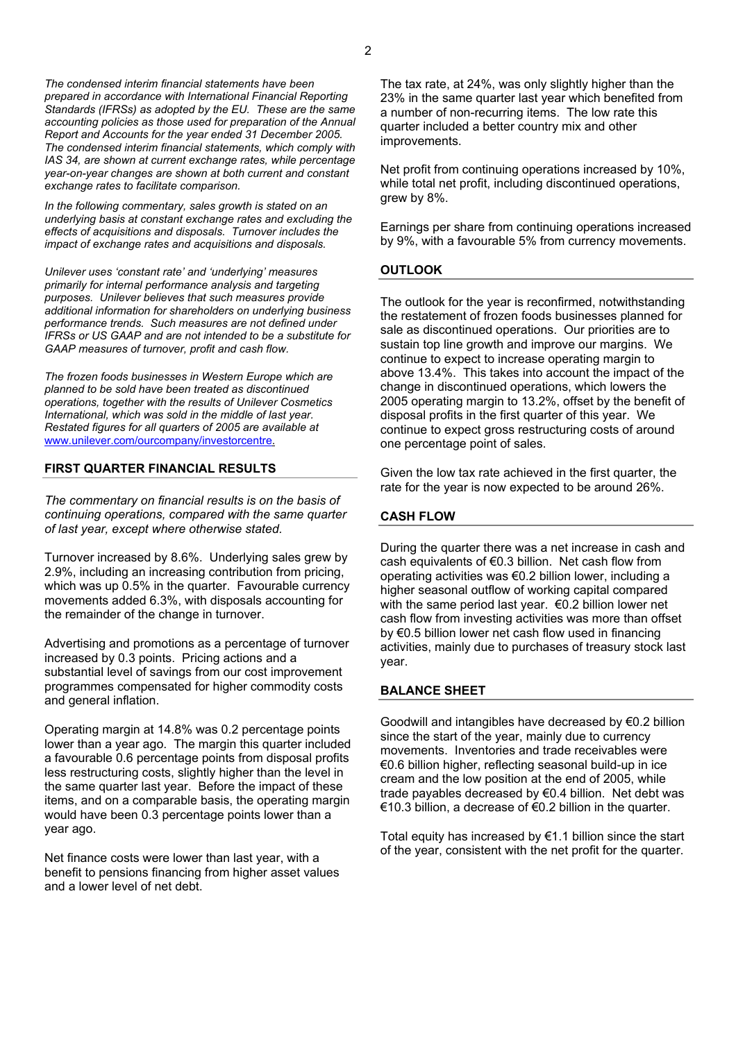*The condensed interim financial statements have been prepared in accordance with International Financial Reporting Standards (IFRSs) as adopted by the EU. These are the same accounting policies as those used for preparation of the Annual Report and Accounts for the year ended 31 December 2005. The condensed interim financial statements, which comply with IAS 34, are shown at current exchange rates, while percentage year-on-year changes are shown at both current and constant exchange rates to facilitate comparison.*

*In the following commentary, sales growth is stated on an underlying basis at constant exchange rates and excluding the effects of acquisitions and disposals. Turnover includes the impact of exchange rates and acquisitions and disposals.*

*Unilever uses 'constant rate' and 'underlying' measures primarily for internal performance analysis and targeting purposes. Unilever believes that such measures provide additional information for shareholders on underlying business performance trends. Such measures are not defined under IFRSs or US GAAP and are not intended to be a substitute for GAAP measures of turnover, profit and cash flow.*

*The frozen foods businesses in Western Europe which are planned to be sold have been treated as discontinued operations, together with the results of Unilever Cosmetics International, which was sold in the middle of last year. Restated figures for all quarters of 2005 are available at www.unilever.com/ourcompany/investorcentre.*

## FIRST QUARTER FINANCIAL RESULTS

*The commentary on financial results is on the basis of continuing operations, compared with the same quarter of last year, except where otherwise stated.*

Turnover increased by 8.6%. Underlying sales grew by 2.9%, including an increasing contribution from pricing, which was up 0.5% in the quarter. Favourable currency movements added 6.3%, with disposals accounting for the remainder of the change in turnover.

Advertising and promotions as a percentage of turnover increased by 0.3 points. Pricing actions and a substantial level of savings from our cost improvement programmes compensated for higher commodity costs and general inflation.

Operating margin at 14.8% was 0.2 percentage points lower than a year ago. The margin this quarter included a favourable 0.6 percentage points from disposal profits less restructuring costs, slightly higher than the level in the same quarter last year. Before the impact of these items, and on a comparable basis, the operating margin would have been 0.3 percentage points lower than a year ago.

Net finance costs were lower than last year, with a benefit to pensions financing from higher asset values and a lower level of net debt.

The tax rate, at 24%, was only slightly higher than the 23% in the same quarter last year which benefited from a number of non-recurring items. The low rate this quarter included a better country mix and other improvements.

Net profit from continuing operations increased by 10%, while total net profit, including discontinued operations, grew by 8%.

Earnings per share from continuing operations increased by 9%, with a favourable 5% from currency movements.

## OUTLOOK

The outlook for the year is reconfirmed, notwithstanding the restatement of frozen foods businesses planned for sale as discontinued operations. Our priorities are to sustain top line growth and improve our margins. We continue to expect to increase operating margin to above 13.4%. This takes into account the impact of the change in discontinued operations, which lowers the 2005 operating margin to 13.2%, offset by the benefit of disposal profits in the first quarter of this year. We continue to expect gross restructuring costs of around one percentage point of sales.

Given the low tax rate achieved in the first quarter, the rate for the year is now expected to be around 26%.

## CASH FLOW

During the quarter there was a net increase in cash and cash equivalents of €0.3 billion. Net cash flow from operating activities was €0.2 billion lower, including a higher seasonal outflow of working capital compared with the same period last year. €0.2 billion lower net cash flow from investing activities was more than offset by €0.5 billion lower net cash flow used in financing activities, mainly due to purchases of treasury stock last year.

## BALANCE SHEET

Goodwill and intangibles have decreased by €0.2 billion since the start of the year, mainly due to currency movements. Inventories and trade receivables were €0.6 billion higher, reflecting seasonal build-up in ice cream and the low position at the end of 2005, while trade payables decreased by €0.4 billion. Net debt was €10.3 billion, a decrease of €0.2 billion in the quarter.

Total equity has increased by €1.1 billion since the start of the year, consistent with the net profit for the quarter.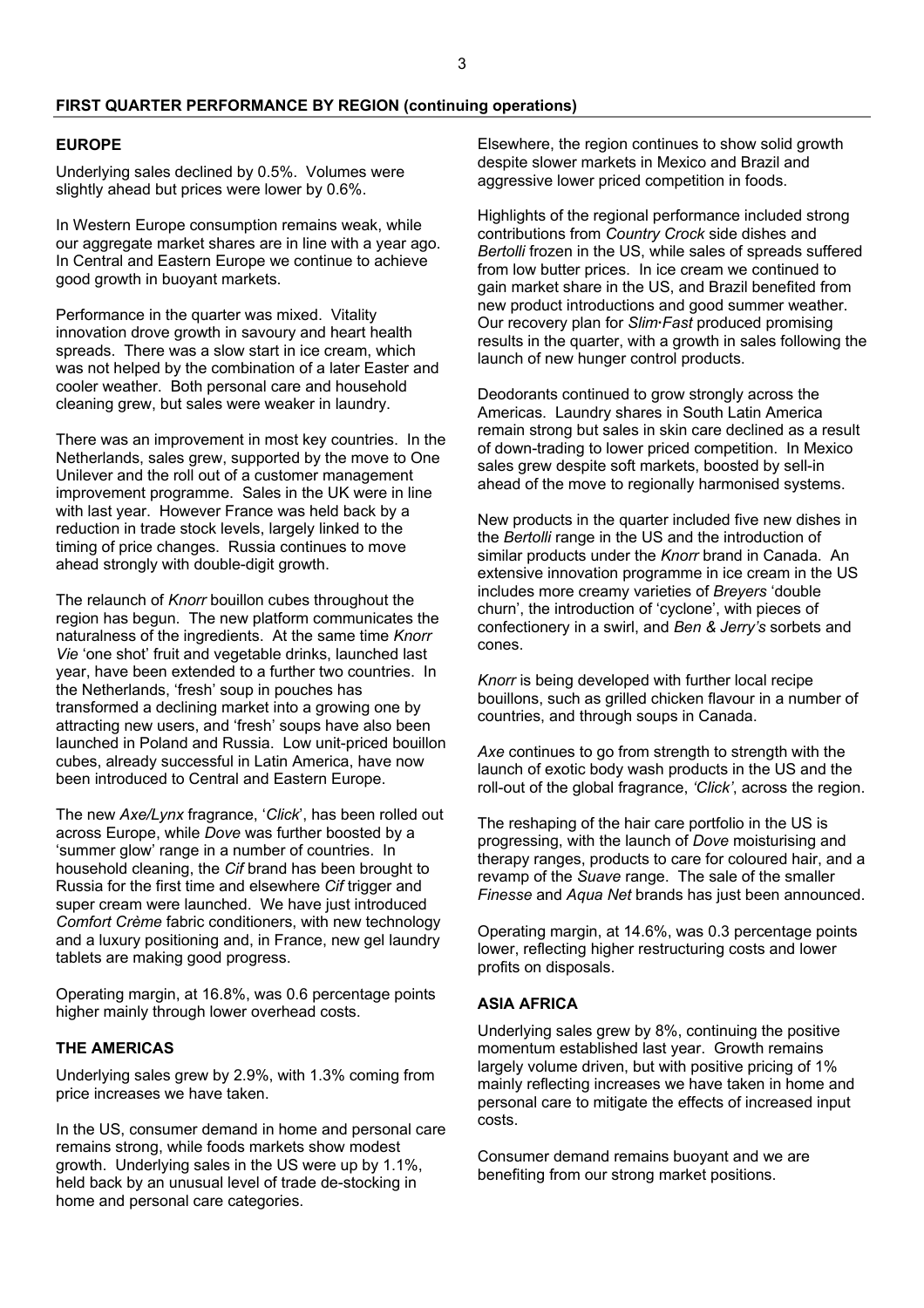## FIRST QUARTER PERFORMANCE BY REGION (continuing operations)

### EUROPE

Underlying sales declined by 0.5%. Volumes were slightly ahead but prices were lower by 0.6%.

In Western Europe consumption remains weak, while our aggregate market shares are in line with a year ago. In Central and Eastern Europe we continue to achieve good growth in buoyant markets.

Performance in the quarter was mixed. Vitality innovation drove growth in savoury and heart health spreads. There was a slow start in ice cream, which was not helped by the combination of a later Easter and cooler weather. Both personal care and household cleaning grew, but sales were weaker in laundry.

There was an improvement in most key countries. In the Netherlands, sales grew, supported by the move to One Unilever and the roll out of a customer management improvement programme. Sales in the UK were in line with last year. However France was held back by a reduction in trade stock levels, largely linked to the timing of price changes. Russia continues to move ahead strongly with double-digit growth.

The relaunch of *Knorr* bouillon cubes throughout the region has begun. The new platform communicates the naturalness of the ingredients. At the same time *Knorr Vie* 'one shot' fruit and vegetable drinks, launched last year, have been extended to a further two countries. In the Netherlands, 'fresh' soup in pouches has transformed a declining market into a growing one by attracting new users, and 'fresh' soups have also been launched in Poland and Russia. Low unit-priced bouillon cubes, already successful in Latin America, have now been introduced to Central and Eastern Europe.

The new *Axe/Lynx* fragrance, '*Click*', has been rolled out across Europe, while *Dove* was further boosted by a 'summer glow' range in a number of countries. In household cleaning, the *Cif* brand has been brought to Russia for the first time and elsewhere *Cif* trigger and super cream were launched. We have just introduced *Comfort Crème* fabric conditioners, with new technology and a luxury positioning and, in France, new gel laundry tablets are making good progress.

Operating margin, at 16.8%, was 0.6 percentage points higher mainly through lower overhead costs.

### THE AMERICAS

Underlying sales grew by 2.9%, with 1.3% coming from price increases we have taken.

In the US, consumer demand in home and personal care remains strong, while foods markets show modest growth. Underlying sales in the US were up by 1.1%, held back by an unusual level of trade de-stocking in home and personal care categories.

Elsewhere, the region continues to show solid growth despite slower markets in Mexico and Brazil and aggressive lower priced competition in foods.

Highlights of the regional performance included strong contributions from *Country Crock* side dishes and *Bertolli* frozen in the US, while sales of spreads suffered from low butter prices. In ice cream we continued to gain market share in the US, and Brazil benefited from new product introductions and good summer weather. Our recovery plan for *Slim·Fast* produced promising results in the quarter, with a growth in sales following the launch of new hunger control products.

Deodorants continued to grow strongly across the Americas. Laundry shares in South Latin America remain strong but sales in skin care declined as a result of down-trading to lower priced competition. In Mexico sales grew despite soft markets, boosted by sell-in ahead of the move to regionally harmonised systems.

New products in the quarter included five new dishes in the *Bertolli* range in the US and the introduction of similar products under the *Knorr* brand in Canada. An extensive innovation programme in ice cream in the US includes more creamy varieties of *Breyers* 'double churn', the introduction of 'cyclone', with pieces of confectionery in a swirl, and *Ben & Jerry's* sorbets and cones.

*Knorr* is being developed with further local recipe bouillons, such as grilled chicken flavour in a number of countries, and through soups in Canada.

*Axe* continues to go from strength to strength with the launch of exotic body wash products in the US and the roll-out of the global fragrance, *'Click'*, across the region.

The reshaping of the hair care portfolio in the US is progressing, with the launch of *Dove* moisturising and therapy ranges, products to care for coloured hair, and a revamp of the *Suave* range. The sale of the smaller *Finesse* and *Aqua Net* brands has just been announced.

Operating margin, at 14.6%, was 0.3 percentage points lower, reflecting higher restructuring costs and lower profits on disposals.

### ASIA AFRICA

Underlying sales grew by 8%, continuing the positive momentum established last year. Growth remains largely volume driven, but with positive pricing of 1% mainly reflecting increases we have taken in home and personal care to mitigate the effects of increased input costs.

Consumer demand remains buoyant and we are benefiting from our strong market positions.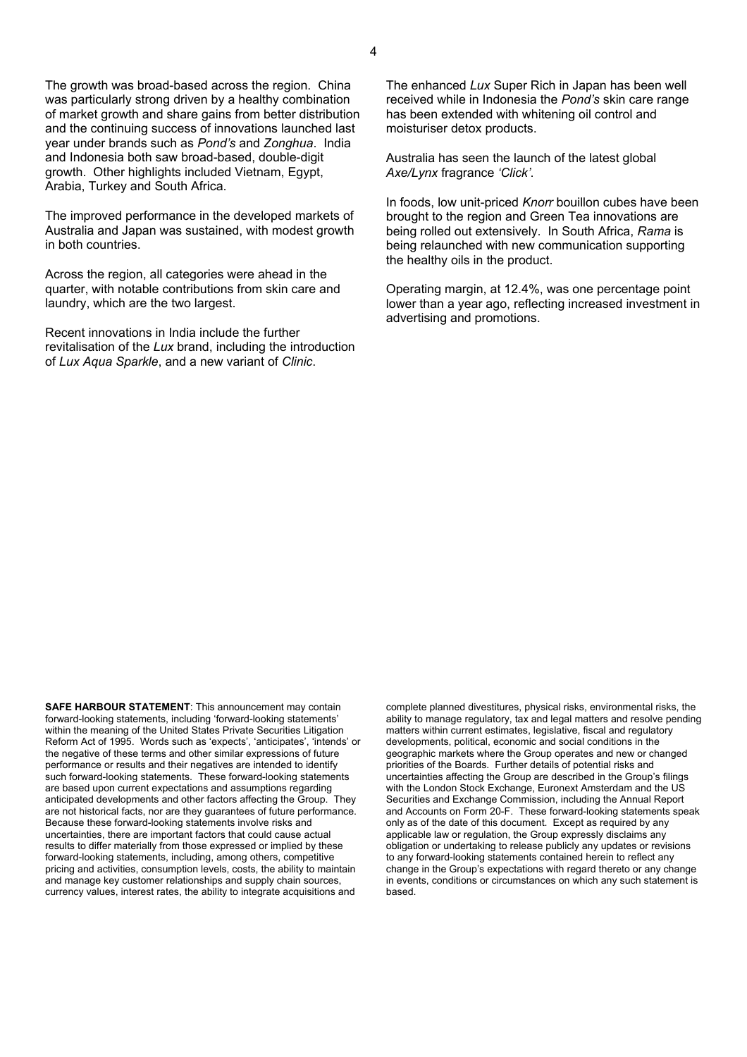The growth was broad-based across the region. China was particularly strong driven by a healthy combination of market growth and share gains from better distribution and the continuing success of innovations launched last year under brands such as *Pond's* and *Zonghua*. India and Indonesia both saw broad-based, double-digit growth. Other highlights included Vietnam, Egypt, Arabia, Turkey and South Africa.

The improved performance in the developed markets of Australia and Japan was sustained, with modest growth in both countries.

Across the region, all categories were ahead in the quarter, with notable contributions from skin care and laundry, which are the two largest.

Recent innovations in India include the further revitalisation of the *Lux* brand, including the introduction of *Lux Aqua Sparkle*, and a new variant of *Clinic*.

The enhanced *Lux* Super Rich in Japan has been well received while in Indonesia the *Pond's* skin care range has been extended with whitening oil control and moisturiser detox products.

Australia has seen the launch of the latest global *Axe/Lynx* fragrance *'Click'*.

In foods, low unit-priced *Knorr* bouillon cubes have been brought to the region and Green Tea innovations are being rolled out extensively. In South Africa, *Rama* is being relaunched with new communication supporting the healthy oils in the product.

Operating margin, at 12.4%, was one percentage point lower than a year ago, reflecting increased investment in advertising and promotions.

**SAFE HARBOUR STATEMENT**: This announcement may contain forward-looking statements, including 'forward-looking statements' within the meaning of the United States Private Securities Litigation Reform Act of 1995. Words such as 'expects', 'anticipates', 'intends' or the negative of these terms and other similar expressions of future performance or results and their negatives are intended to identify such forward-looking statements. These forward-looking statements are based upon current expectations and assumptions regarding anticipated developments and other factors affecting the Group. They are not historical facts, nor are they guarantees of future performance. Because these forward-looking statements involve risks and uncertainties, there are important factors that could cause actual results to differ materially from those expressed or implied by these forward-looking statements, including, among others, competitive pricing and activities, consumption levels, costs, the ability to maintain and manage key customer relationships and supply chain sources, currency values, interest rates, the ability to integrate acquisitions and complete planned divestitures, physical risks, environmental risks, the ability to manage regulatory, tax and legal matters and resolve pending matters within current estimates, legislative, fiscal and regulatory developments, political, economic and social conditions in the geographic markets where the Group operates and new or changed priorities of the Boards. Further details of potential risks and uncertainties affecting the Group are described in the Group's filings with the London Stock Exchange, Euronext Amsterdam and the US Securities and Exchange Commission, including the Annual Report and Accounts on Form 20-F. These forward-looking statements speak only as of the date of this document. Except as required by any applicable law or regulation, the Group expressly disclaims any obligation or undertaking to release publicly any updates or revisions to any forward-looking statements contained herein to reflect any change in the Group's expectations with regard thereto or any change in events, conditions or circumstances on which any such statement is based.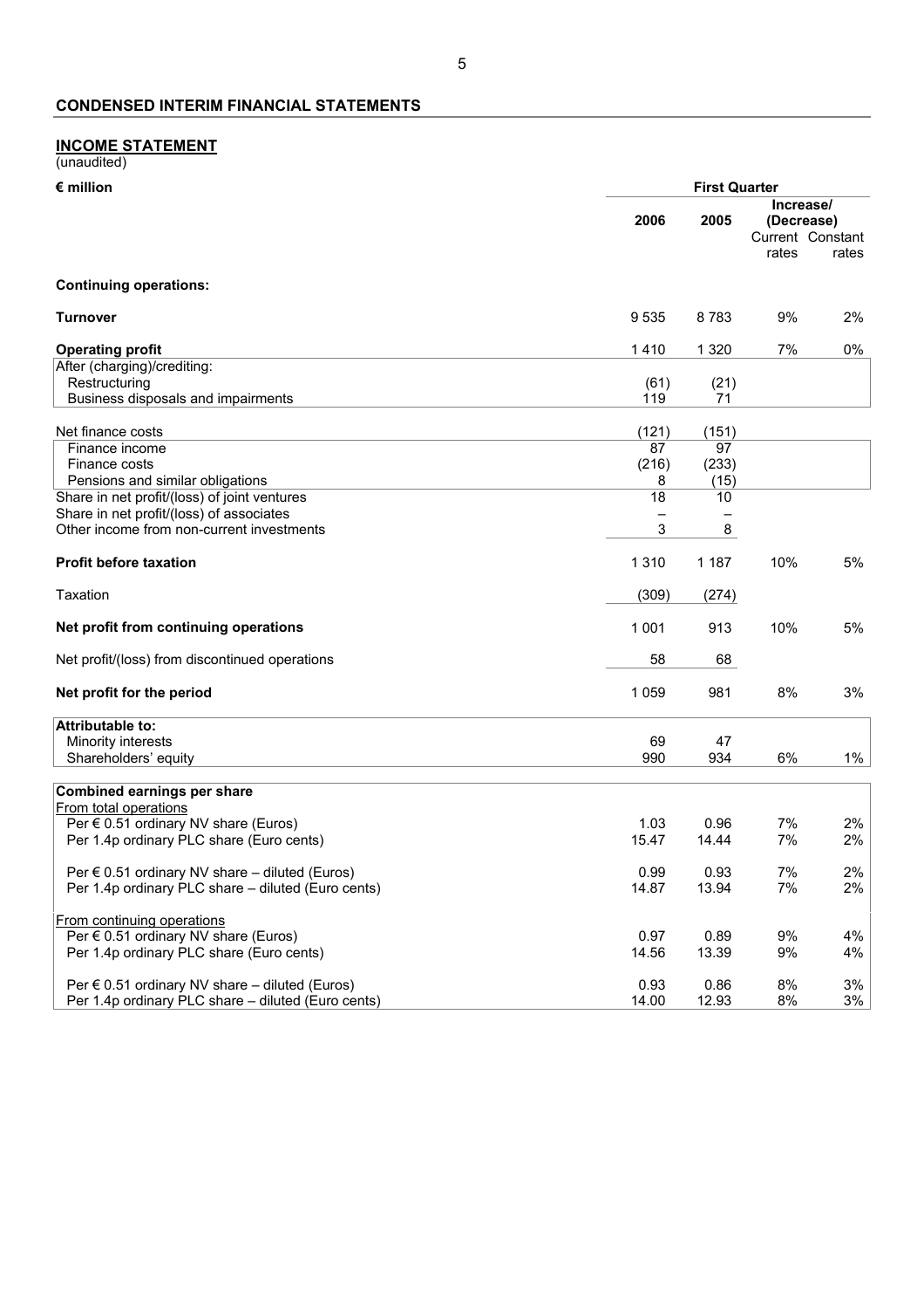## CONDENSED INTERIM FINANCIAL STATEMENTS

### INCOME STATEMENT

(unaudited)

| € million | First Quarter | | | |
|---|---|---|---|---|
| | 2006 | 2005 | Increase/ (Decrease) Current rates | Constant rates |
| **Continuing operations:** | | | | |
| **Turnover** | 9 535 | 8 783 | 9% | 2% |
| **Operating profit** | 1 410 | 1 320 | 7% | 0% |
| After (charging)/crediting: | | | | |
| Restructuring | (61) | (21) | | |
| Business disposals and impairments | 119 | 71 | | |
| Net finance costs | (121) | (151) | | |
| Finance income | 87 | 97 | | |
| Finance costs | (216) | (233) | | |
| Pensions and similar obligations | 8 | (15) | | |
| Share in net profit/(loss) of joint ventures | 18 | 10 | | |
| Share in net profit/(loss) of associates | – | – | | |
| Other income from non-current investments | 3 | 8 | | |
| **Profit before taxation** | 1 310 | 1 187 | 10% | 5% |
| Taxation | (309) | (274) | | |
| **Net profit from continuing operations** | 1 001 | 913 | 10% | 5% |
| Net profit/(loss) from discontinued operations | 58 | 68 | | |
| **Net profit for the period** | 1 059 | 981 | 8% | 3% |
| **Attributable to:** | | | | |
| Minority interests | 69 | 47 | | |
| Shareholders' equity | 990 | 934 | 6% | 1% |
| **Combined earnings per share** | | | | |
| From total operations | | | | |
| Per € 0.51 ordinary NV share (Euros) | 1.03 | 0.96 | 7% | 2% |
| Per 1.4p ordinary PLC share (Euro cents) | 15.47 | 14.44 | 7% | 2% |
| Per € 0.51 ordinary NV share – diluted (Euros) | 0.99 | 0.93 | 7% | 2% |
| Per 1.4p ordinary PLC share – diluted (Euro cents) | 14.87 | 13.94 | 7% | 2% |
| From continuing operations | | | | |
| Per € 0.51 ordinary NV share (Euros) | 0.97 | 0.89 | 9% | 4% |
| Per 1.4p ordinary PLC share (Euro cents) | 14.56 | 13.39 | 9% | 4% |
| Per € 0.51 ordinary NV share – diluted (Euros) | 0.93 | 0.86 | 8% | 3% |
| Per 1.4p ordinary PLC share – diluted (Euro cents) | 14.00 | 12.93 | 8% | 3% |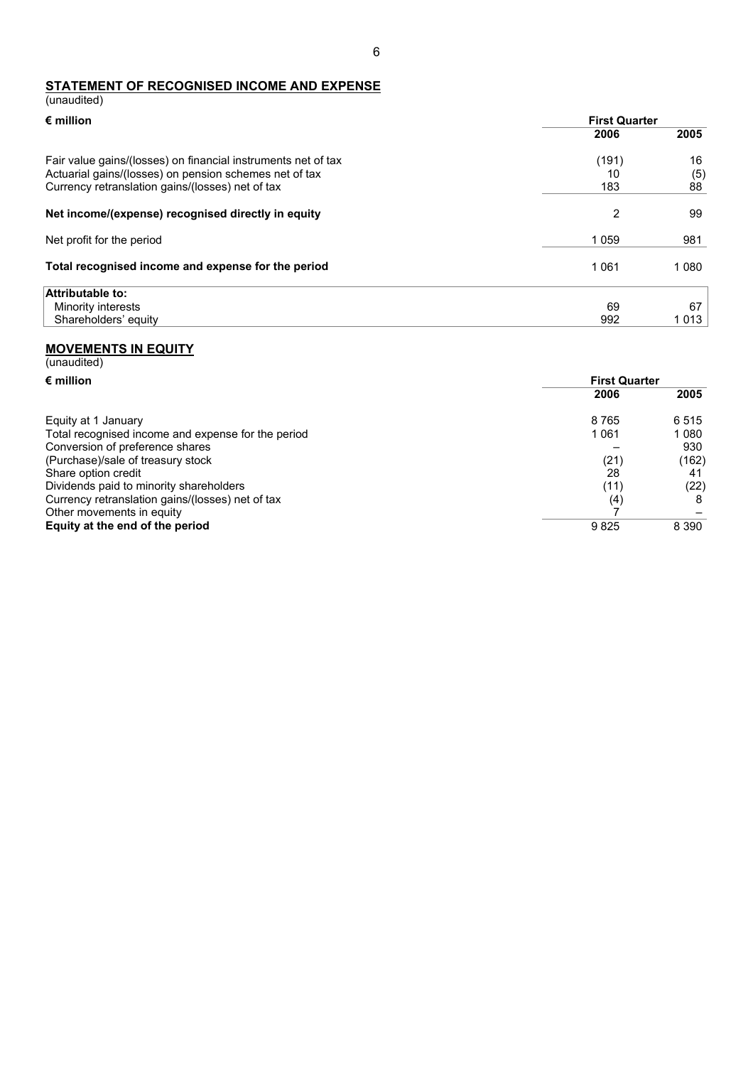## STATEMENT OF RECOGNISED INCOME AND EXPENSE

(unaudited)

| € million | First Quarter | |
|---|---|---|
| | 2006 | 2005 |
| Fair value gains/(losses) on financial instruments net of tax | (191) | 16 |
| Actuarial gains/(losses) on pension schemes net of tax | 10 | (5) |
| Currency retranslation gains/(losses) net of tax | 183 | 88 |
| **Net income/(expense) recognised directly in equity** | 2 | 99 |
| Net profit for the period | 1 059 | 981 |
| **Total recognised income and expense for the period** | 1 061 | 1 080 |
| **Attributable to:** | | |
| Minority interests | 69 | 67 |
| Shareholders' equity | 992 | 1 013 |

## MOVEMENTS IN EQUITY

(unaudited)

| € million | First Quarter | |
|---|---|---|
| | 2006 | 2005 |
| Equity at 1 January | 8 765 | 6 515 |
| Total recognised income and expense for the period | 1 061 | 1 080 |
| Conversion of preference shares | – | 930 |
| (Purchase)/sale of treasury stock | (21) | (162) |
| Share option credit | 28 | 41 |
| Dividends paid to minority shareholders | (11) | (22) |
| Currency retranslation gains/(losses) net of tax | (4) | 8 |
| Other movements in equity | 7 | – |
| **Equity at the end of the period** | 9 825 | 8 390 |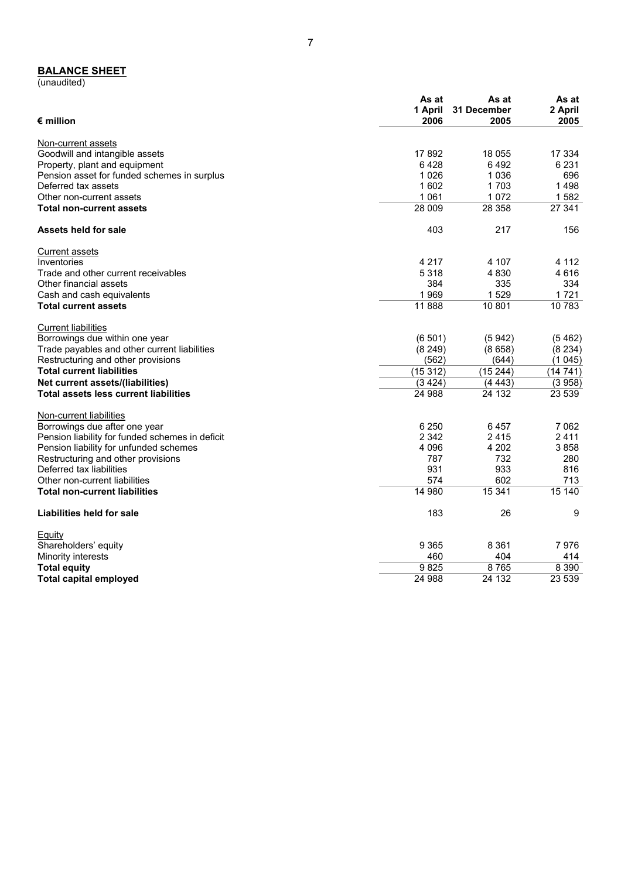## BALANCE SHEET

(unaudited)

| € million | As at 1 April 2006 | As at 31 December 2005 | As at 2 April 2005 |
|---|---|---|---|
| Non-current assets | | | |
| Goodwill and intangible assets | 17 892 | 18 055 | 17 334 |
| Property, plant and equipment | 6 428 | 6 492 | 6 231 |
| Pension asset for funded schemes in surplus | 1 026 | 1 036 | 696 |
| Deferred tax assets | 1 602 | 1 703 | 1 498 |
| Other non-current assets | 1 061 | 1 072 | 1 582 |
| **Total non-current assets** | 28 009 | 28 358 | 27 341 |
| **Assets held for sale** | 403 | 217 | 156 |
| Current assets | | | |
| Inventories | 4 217 | 4 107 | 4 112 |
| Trade and other current receivables | 5 318 | 4 830 | 4 616 |
| Other financial assets | 384 | 335 | 334 |
| Cash and cash equivalents | 1 969 | 1 529 | 1 721 |
| **Total current assets** | 11 888 | 10 801 | 10 783 |
| Current liabilities | | | |
| Borrowings due within one year | (6 501) | (5 942) | (5 462) |
| Trade payables and other current liabilities | (8 249) | (8 658) | (8 234) |
| Restructuring and other provisions | (562) | (644) | (1 045) |
| **Total current liabilities** | (15 312) | (15 244) | (14 741) |
| **Net current assets/(liabilities)** | (3 424) | (4 443) | (3 958) |
| **Total assets less current liabilities** | 24 988 | 24 132 | 23 539 |
| Non-current liabilities | | | |
| Borrowings due after one year | 6 250 | 6 457 | 7 062 |
| Pension liability for funded schemes in deficit | 2 342 | 2 415 | 2 411 |
| Pension liability for unfunded schemes | 4 096 | 4 202 | 3 858 |
| Restructuring and other provisions | 787 | 732 | 280 |
| Deferred tax liabilities | 931 | 933 | 816 |
| Other non-current liabilities | 574 | 602 | 713 |
| **Total non-current liabilities** | 14 980 | 15 341 | 15 140 |
| **Liabilities held for sale** | 183 | 26 | 9 |
| Equity | | | |
| Shareholders' equity | 9 365 | 8 361 | 7 976 |
| Minority interests | 460 | 404 | 414 |
| **Total equity** | 9 825 | 8 765 | 8 390 |
| **Total capital employed** | 24 988 | 24 132 | 23 539 |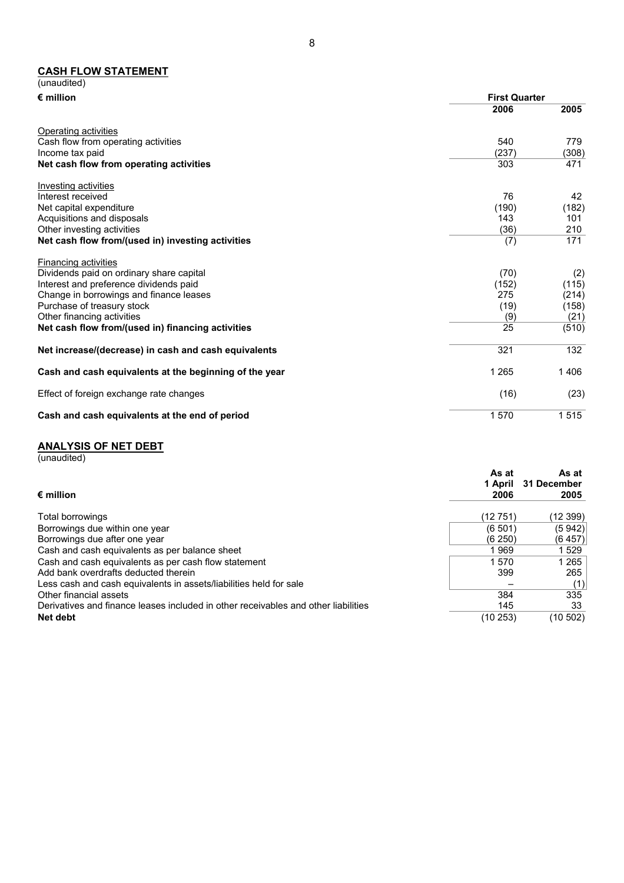## CASH FLOW STATEMENT

(unaudited)

| € million | First Quarter | |
|---|---|---|
| | 2006 | 2005 |
| Operating activities | | |
| Cash flow from operating activities | 540 | 779 |
| Income tax paid | (237) | (308) |
| **Net cash flow from operating activities** | 303 | 471 |
| Investing activities | | |
| Interest received | 76 | 42 |
| Net capital expenditure | (190) | (182) |
| Acquisitions and disposals | 143 | 101 |
| Other investing activities | (36) | 210 |
| **Net cash flow from/(used in) investing activities** | (7) | 171 |
| Financing activities | | |
| Dividends paid on ordinary share capital | (70) | (2) |
| Interest and preference dividends paid | (152) | (115) |
| Change in borrowings and finance leases | 275 | (214) |
| Purchase of treasury stock | (19) | (158) |
| Other financing activities | (9) | (21) |
| **Net cash flow from/(used in) financing activities** | 25 | (510) |
| **Net increase/(decrease) in cash and cash equivalents** | 321 | 132 |
| **Cash and cash equivalents at the beginning of the year** | 1 265 | 1 406 |
| Effect of foreign exchange rate changes | (16) | (23) |
| **Cash and cash equivalents at the end of period** | 1 570 | 1 515 |

## ANALYSIS OF NET DEBT

(unaudited)

| € million | As at 1 April 2006 | As at 31 December 2005 |
|---|---|---|
| Total borrowings | (12 751) | (12 399) |
| Borrowings due within one year | (6 501) | (5 942) |
| Borrowings due after one year | (6 250) | (6 457) |
| Cash and cash equivalents as per balance sheet | 1 969 | 1 529 |
| Cash and cash equivalents as per cash flow statement | 1 570 | 1 265 |
| Add bank overdrafts deducted therein | 399 | 265 |
| Less cash and cash equivalents in assets/liabilities held for sale | – | (1) |
| Other financial assets | 384 | 335 |
| Derivatives and finance leases included in other receivables and other liabilities | 145 | 33 |
| **Net debt** | (10 253) | (10 502) |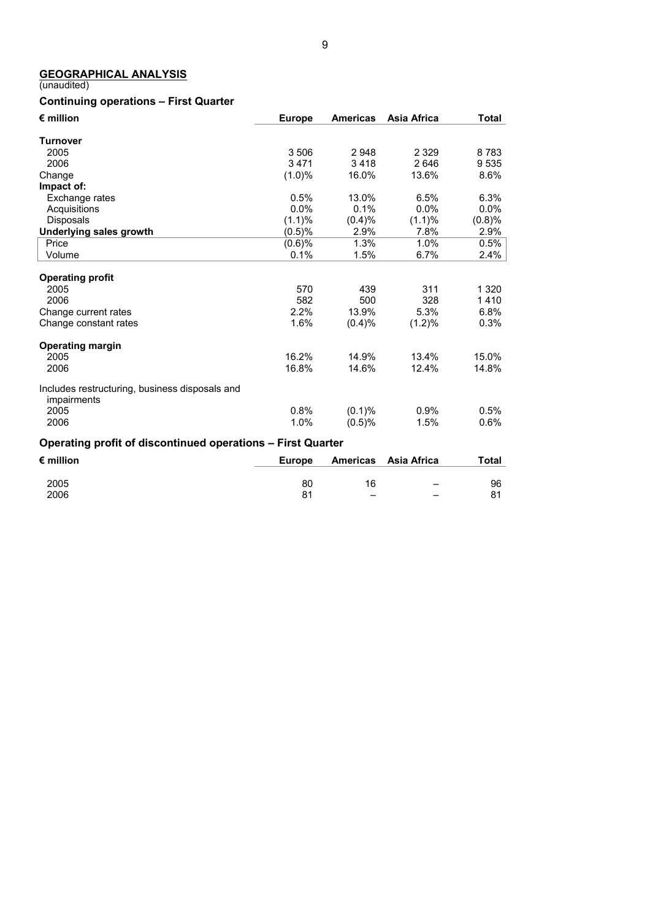## GEOGRAPHICAL ANALYSIS

(unaudited)

### Continuing operations – First Quarter

| € million | Europe | Americas | Asia Africa | Total |
|---|---|---|---|---|
| **Turnover** | | | | |
| 2005 | 3 506 | 2 948 | 2 329 | 8 783 |
| 2006 | 3 471 | 3 418 | 2 646 | 9 535 |
| Change | (1.0)% | 16.0% | 13.6% | 8.6% |
| **Impact of:** | | | | |
| Exchange rates | 0.5% | 13.0% | 6.5% | 6.3% |
| Acquisitions | 0.0% | 0.1% | 0.0% | 0.0% |
| Disposals | (1.1)% | (0.4)% | (1.1)% | (0.8)% |
| **Underlying sales growth** | (0.5)% | 2.9% | 7.8% | 2.9% |
| Price | (0.6)% | 1.3% | 1.0% | 0.5% |
| Volume | 0.1% | 1.5% | 6.7% | 2.4% |
| **Operating profit** | | | | |
| 2005 | 570 | 439 | 311 | 1 320 |
| 2006 | 582 | 500 | 328 | 1 410 |
| Change current rates | 2.2% | 13.9% | 5.3% | 6.8% |
| Change constant rates | 1.6% | (0.4)% | (1.2)% | 0.3% |
| **Operating margin** | | | | |
| 2005 | 16.2% | 14.9% | 13.4% | 15.0% |
| 2006 | 16.8% | 14.6% | 12.4% | 14.8% |
| Includes restructuring, business disposals and impairments | | | | |
| 2005 | 0.8% | (0.1)% | 0.9% | 0.5% |
| 2006 | 1.0% | (0.5)% | 1.5% | 0.6% |

### Operating profit of discontinued operations – First Quarter

| € million | Europe | Americas | Asia Africa | Total |
|---|---|---|---|---|
| 2005 | 80 | 16 | – | 96 |
| 2006 | 81 | – | – | 81 |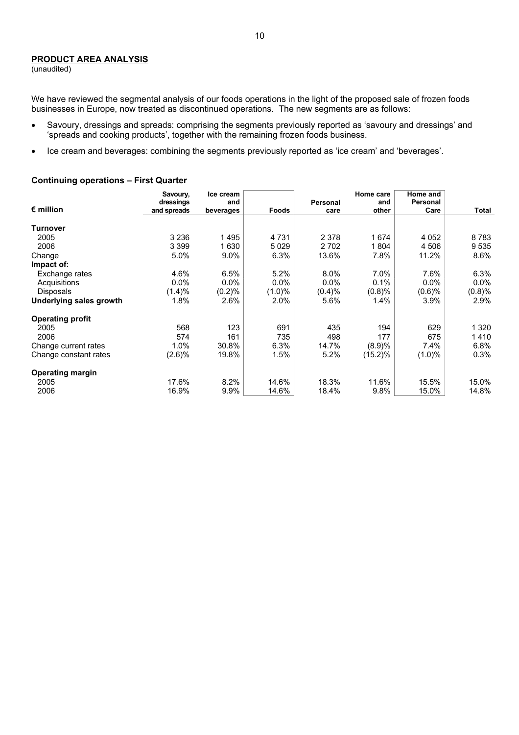**PRODUCT AREA ANALYSIS**
(unaudited)

We have reviewed the segmental analysis of our foods operations in the light of the proposed sale of frozen foods businesses in Europe, now treated as discontinued operations. The new segments are as follows:

- Savoury, dressings and spreads: comprising the segments previously reported as 'savoury and dressings' and 'spreads and cooking products', together with the remaining frozen foods business.
- Ice cream and beverages: combining the segments previously reported as 'ice cream' and 'beverages'.

### Continuing operations – First Quarter

| € million | Savoury, dressings and spreads | Ice cream and beverages | Foods | Personal care | Home care and other | Home and Personal Care | Total |
|---|---|---|---|---|---|---|---|
| **Turnover** | | | | | | | |
| 2005 | 3 236 | 1 495 | 4 731 | 2 378 | 1 674 | 4 052 | 8 783 |
| 2006 | 3 399 | 1 630 | 5 029 | 2 702 | 1 804 | 4 506 | 9 535 |
| Change | 5.0% | 9.0% | 6.3% | 13.6% | 7.8% | 11.2% | 8.6% |
| **Impact of:** | | | | | | | |
| Exchange rates | 4.6% | 6.5% | 5.2% | 8.0% | 7.0% | 7.6% | 6.3% |
| Acquisitions | 0.0% | 0.0% | 0.0% | 0.0% | 0.1% | 0.0% | 0.0% |
| Disposals | (1.4)% | (0.2)% | (1.0)% | (0.4)% | (0.8)% | (0.6)% | (0.8)% |
| **Underlying sales growth** | 1.8% | 2.6% | 2.0% | 5.6% | 1.4% | 3.9% | 2.9% |
| **Operating profit** | | | | | | | |
| 2005 | 568 | 123 | 691 | 435 | 194 | 629 | 1 320 |
| 2006 | 574 | 161 | 735 | 498 | 177 | 675 | 1 410 |
| Change current rates | 1.0% | 30.8% | 6.3% | 14.7% | (8.9)% | 7.4% | 6.8% |
| Change constant rates | (2.6)% | 19.8% | 1.5% | 5.2% | (15.2)% | (1.0)% | 0.3% |
| **Operating margin** | | | | | | | |
| 2005 | 17.6% | 8.2% | 14.6% | 18.3% | 11.6% | 15.5% | 15.0% |
| 2006 | 16.9% | 9.9% | 14.6% | 18.4% | 9.8% | 15.0% | 14.8% |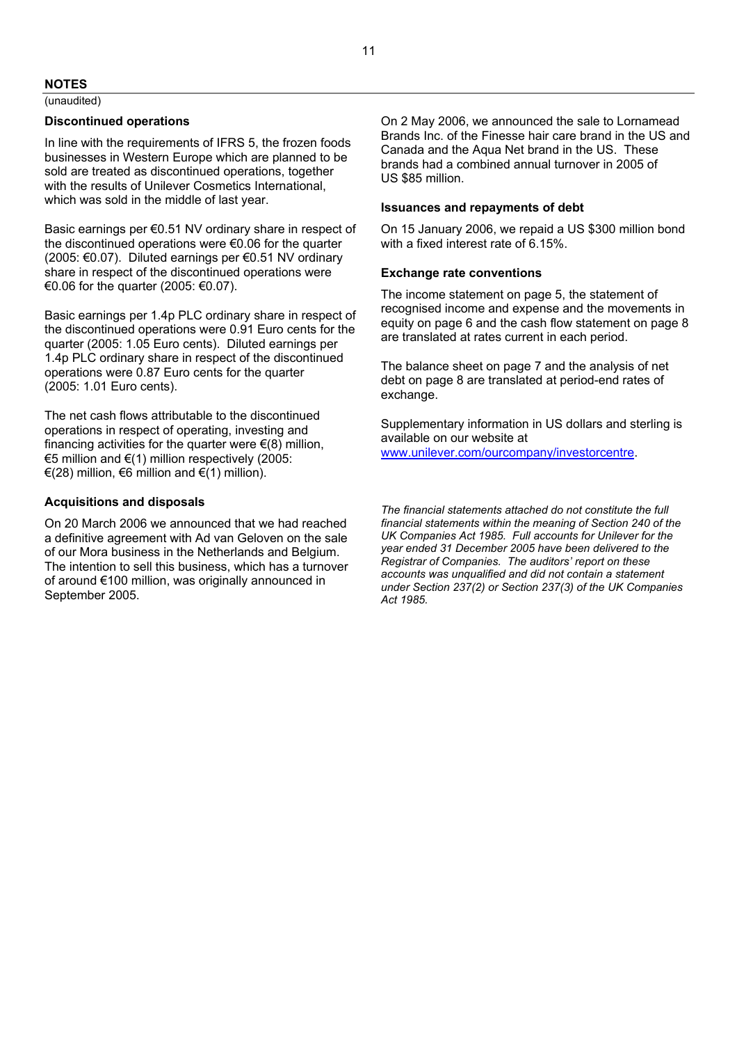## NOTES

(unaudited)

### Discontinued operations

In line with the requirements of IFRS 5, the frozen foods businesses in Western Europe which are planned to be sold are treated as discontinued operations, together with the results of Unilever Cosmetics International, which was sold in the middle of last year.

Basic earnings per €0.51 NV ordinary share in respect of the discontinued operations were €0.06 for the quarter (2005: €0.07). Diluted earnings per €0.51 NV ordinary share in respect of the discontinued operations were €0.06 for the quarter (2005: €0.07).

Basic earnings per 1.4p PLC ordinary share in respect of the discontinued operations were 0.91 Euro cents for the quarter (2005: 1.05 Euro cents). Diluted earnings per 1.4p PLC ordinary share in respect of the discontinued operations were 0.87 Euro cents for the quarter (2005: 1.01 Euro cents).

The net cash flows attributable to the discontinued operations in respect of operating, investing and financing activities for the quarter were €(8) million, €5 million and €(1) million respectively (2005: €(28) million, €6 million and €(1) million).

### Acquisitions and disposals

On 20 March 2006 we announced that we had reached a definitive agreement with Ad van Geloven on the sale of our Mora business in the Netherlands and Belgium. The intention to sell this business, which has a turnover of around €100 million, was originally announced in September 2005.

On 2 May 2006, we announced the sale to Lornamead Brands Inc. of the Finesse hair care brand in the US and Canada and the Aqua Net brand in the US. These brands had a combined annual turnover in 2005 of US $85 million.

### Issuances and repayments of debt

On 15 January 2006, we repaid a US $300 million bond with a fixed interest rate of 6.15%.

### Exchange rate conventions

The income statement on page 5, the statement of recognised income and expense and the movements in equity on page 6 and the cash flow statement on page 8 are translated at rates current in each period.

The balance sheet on page 7 and the analysis of net debt on page 8 are translated at period-end rates of exchange.

Supplementary information in US dollars and sterling is available on our website at www.unilever.com/ourcompany/investorcentre.

*The financial statements attached do not constitute the full financial statements within the meaning of Section 240 of the UK Companies Act 1985. Full accounts for Unilever for the year ended 31 December 2005 have been delivered to the Registrar of Companies. The auditors' report on these accounts was unqualified and did not contain a statement under Section 237(2) or Section 237(3) of the UK Companies Act 1985.*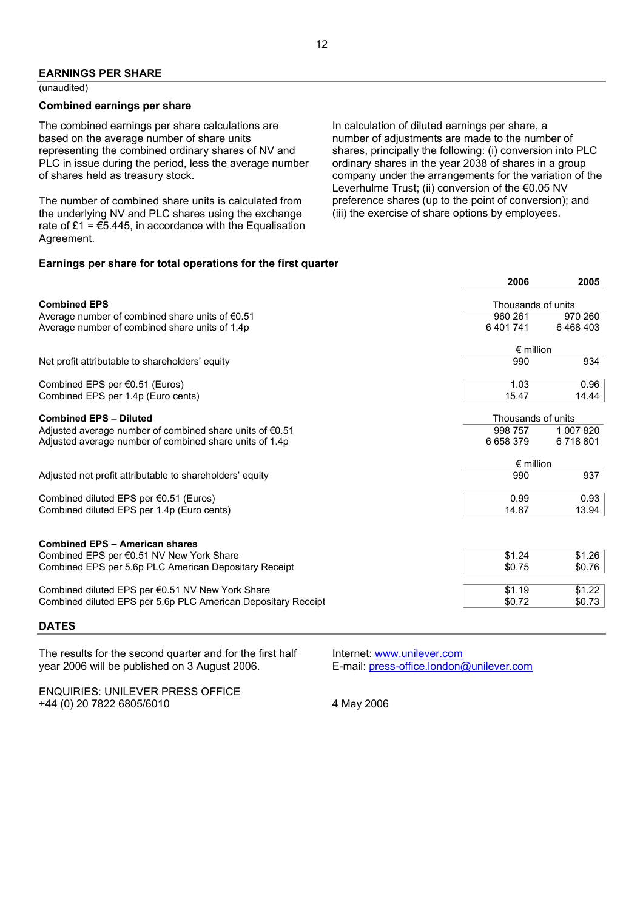## EARNINGS PER SHARE

(unaudited)

### Combined earnings per share

The combined earnings per share calculations are based on the average number of share units representing the combined ordinary shares of NV and PLC in issue during the period, less the average number of shares held as treasury stock.

The number of combined share units is calculated from the underlying NV and PLC shares using the exchange rate of £1 = €5.445, in accordance with the Equalisation Agreement.

In calculation of diluted earnings per share, a number of adjustments are made to the number of shares, principally the following: (i) conversion into PLC ordinary shares in the year 2038 of shares in a group company under the arrangements for the variation of the Leverhulme Trust; (ii) conversion of the €0.05 NV preference shares (up to the point of conversion); and (iii) the exercise of share options by employees.

### Earnings per share for total operations for the first quarter

| | 2006 | 2005 |
|---|---|---|
| **Combined EPS** | Thousands of units | |
| Average number of combined share units of €0.51 | 960 261 | 970 260 |
| Average number of combined share units of 1.4p | 6 401 741 | 6 468 403 |
| | € million | |
| Net profit attributable to shareholders' equity | 990 | 934 |
| Combined EPS per €0.51 (Euros) | 1.03 | 0.96 |
| Combined EPS per 1.4p (Euro cents) | 15.47 | 14.44 |
| **Combined EPS – Diluted** | Thousands of units | |
| Adjusted average number of combined share units of €0.51 | 998 757 | 1 007 820 |
| Adjusted average number of combined share units of 1.4p | 6 658 379 | 6 718 801 |
| | € million | |
| Adjusted net profit attributable to shareholders' equity | 990 | 937 |
| Combined diluted EPS per €0.51 (Euros) | 0.99 | 0.93 |
| Combined diluted EPS per 1.4p (Euro cents) | 14.87 | 13.94 |
| **Combined EPS – American shares** | | |
| Combined EPS per €0.51 NV New York Share | $1.24 | $1.26 |
| Combined EPS per 5.6p PLC American Depositary Receipt | $0.75 | $0.76 |
| Combined diluted EPS per €0.51 NV New York Share | $1.19 | $1.22 |
| Combined diluted EPS per 5.6p PLC American Depositary Receipt | $0.72 | $0.73 |

## DATES

The results for the second quarter and for the first half year 2006 will be published on 3 August 2006.

ENQUIRIES: UNILEVER PRESS OFFICE
+44 (0) 20 7822 6805/6010

Internet: www.unilever.com
E-mail: press-office.london@unilever.com

4 May 2006